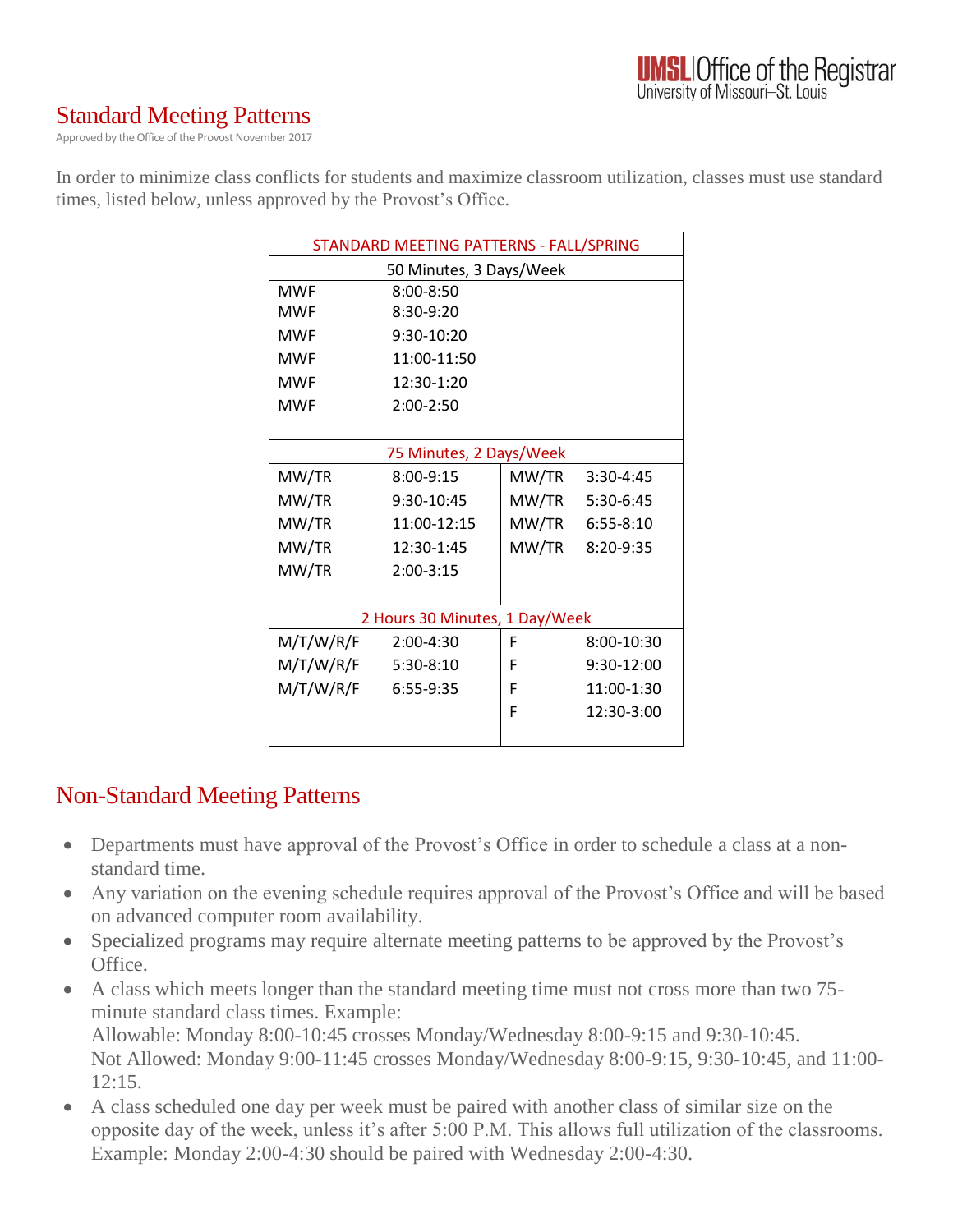UMSL | Office of the Registrar
University of Missouri–St. Louis

# Standard Meeting Patterns

Approved by the Office of the Provost November 2017

In order to minimize class conflicts for students and maximize classroom utilization, classes must use standard times, listed below, unless approved by the Provost's Office.

| STANDARD MEETING PATTERNS - FALL/SPRING | | | |
|---|---|---|---|
| **50 Minutes, 3 Days/Week** | | | |
| MWF | 8:00-8:50 | | |
| MWF | 8:30-9:20 | | |
| MWF | 9:30-10:20 | | |
| MWF | 11:00-11:50 | | |
| MWF | 12:30-1:20 | | |
| MWF | 2:00-2:50 | | |
| **75 Minutes, 2 Days/Week** | | | |
| MW/TR | 8:00-9:15 | MW/TR | 3:30-4:45 |
| MW/TR | 9:30-10:45 | MW/TR | 5:30-6:45 |
| MW/TR | 11:00-12:15 | MW/TR | 6:55-8:10 |
| MW/TR | 12:30-1:45 | MW/TR | 8:20-9:35 |
| MW/TR | 2:00-3:15 | | |
| **2 Hours 30 Minutes, 1 Day/Week** | | | |
| M/T/W/R/F | 2:00-4:30 | F | 8:00-10:30 |
| M/T/W/R/F | 5:30-8:10 | F | 9:30-12:00 |
| M/T/W/R/F | 6:55-9:35 | F | 11:00-1:30 |
| | | F | 12:30-3:00 |

# Non-Standard Meeting Patterns

- Departments must have approval of the Provost's Office in order to schedule a class at a non-standard time.
- Any variation on the evening schedule requires approval of the Provost's Office and will be based on advanced computer room availability.
- Specialized programs may require alternate meeting patterns to be approved by the Provost's Office.
- A class which meets longer than the standard meeting time must not cross more than two 75-minute standard class times. Example:
  Allowable: Monday 8:00-10:45 crosses Monday/Wednesday 8:00-9:15 and 9:30-10:45.
  Not Allowed: Monday 9:00-11:45 crosses Monday/Wednesday 8:00-9:15, 9:30-10:45, and 11:00-12:15.
- A class scheduled one day per week must be paired with another class of similar size on the opposite day of the week, unless it's after 5:00 P.M. This allows full utilization of the classrooms. Example: Monday 2:00-4:30 should be paired with Wednesday 2:00-4:30.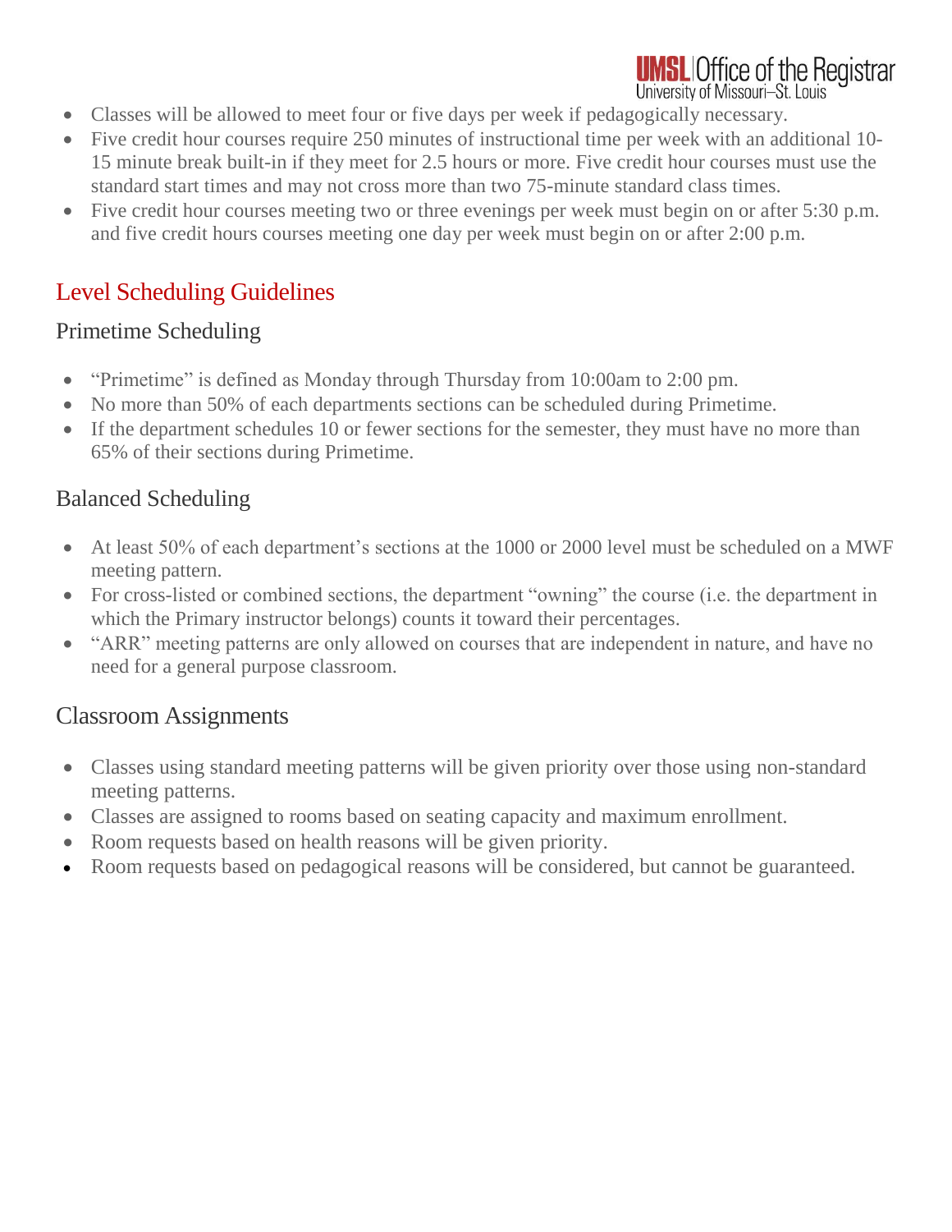- Classes will be allowed to meet four or five days per week if pedagogically necessary.
- Five credit hour courses require 250 minutes of instructional time per week with an additional 10-15 minute break built-in if they meet for 2.5 hours or more. Five credit hour courses must use the standard start times and may not cross more than two 75-minute standard class times.
- Five credit hour courses meeting two or three evenings per week must begin on or after 5:30 p.m. and five credit hours courses meeting one day per week must begin on or after 2:00 p.m.

## Level Scheduling Guidelines

### Primetime Scheduling

- "Primetime" is defined as Monday through Thursday from 10:00am to 2:00 pm.
- No more than 50% of each departments sections can be scheduled during Primetime.
- If the department schedules 10 or fewer sections for the semester, they must have no more than 65% of their sections during Primetime.

### Balanced Scheduling

- At least 50% of each department's sections at the 1000 or 2000 level must be scheduled on a MWF meeting pattern.
- For cross-listed or combined sections, the department "owning" the course (i.e. the department in which the Primary instructor belongs) counts it toward their percentages.
- "ARR" meeting patterns are only allowed on courses that are independent in nature, and have no need for a general purpose classroom.

### Classroom Assignments

- Classes using standard meeting patterns will be given priority over those using non-standard meeting patterns.
- Classes are assigned to rooms based on seating capacity and maximum enrollment.
- Room requests based on health reasons will be given priority.
- Room requests based on pedagogical reasons will be considered, but cannot be guaranteed.